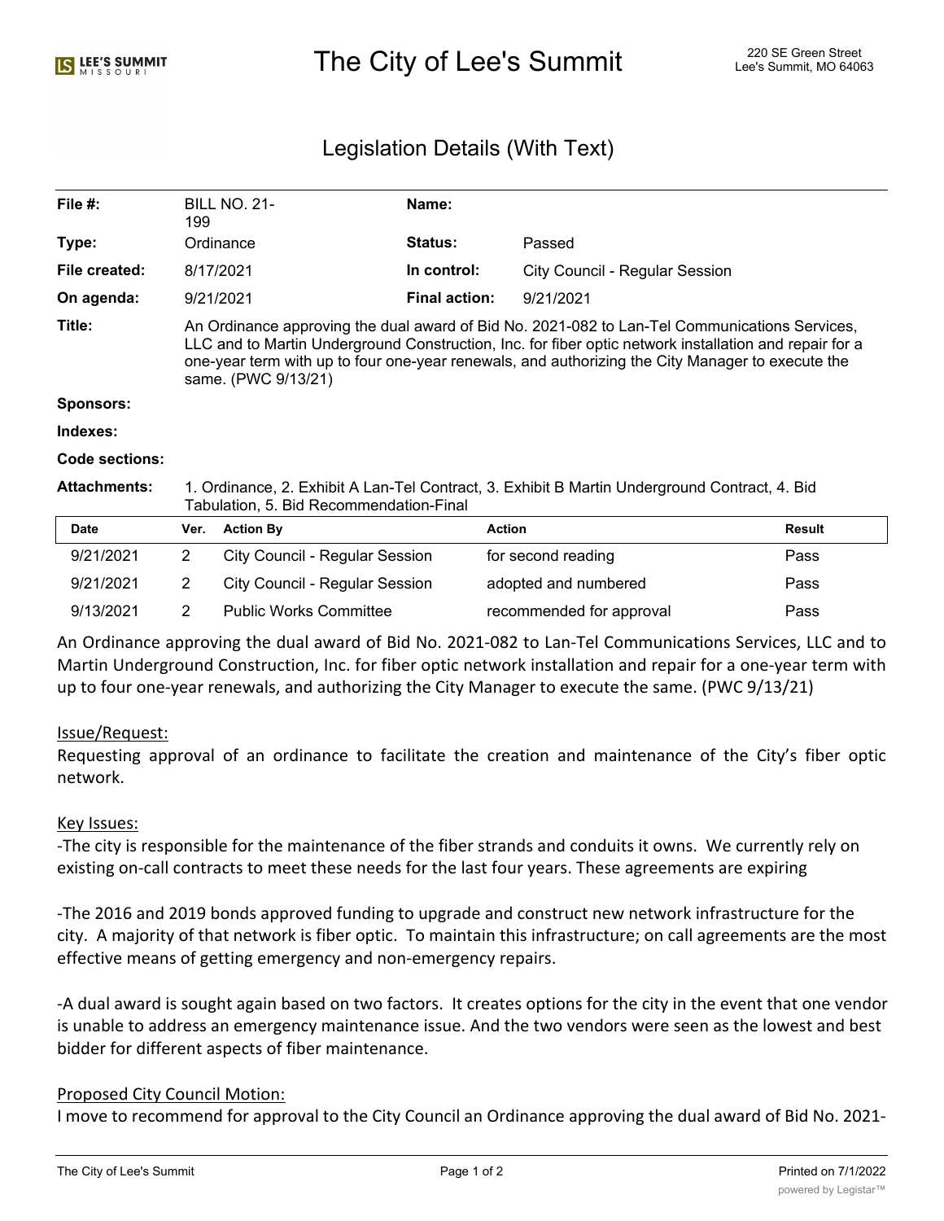# The City of Lee's Summit

220 SE Green Street
Lee's Summit, MO 64063

## Legislation Details (With Text)

| | | | |
|---|---|---|---|
| **File #:** | BILL NO. 21-199 | **Name:** | |
| **Type:** | Ordinance | **Status:** | Passed |
| **File created:** | 8/17/2021 | **In control:** | City Council - Regular Session |
| **On agenda:** | 9/21/2021 | **Final action:** | 9/21/2021 |

**Title:** An Ordinance approving the dual award of Bid No. 2021-082 to Lan-Tel Communications Services, LLC and to Martin Underground Construction, Inc. for fiber optic network installation and repair for a one-year term with up to four one-year renewals, and authorizing the City Manager to execute the same. (PWC 9/13/21)

**Sponsors:**

**Indexes:**

**Code sections:**

**Attachments:** 1. Ordinance, 2. Exhibit A Lan-Tel Contract, 3. Exhibit B Martin Underground Contract, 4. Bid Tabulation, 5. Bid Recommendation-Final

| Date | Ver. | Action By | Action | Result |
|---|---|---|---|---|
| 9/21/2021 | 2 | City Council - Regular Session | for second reading | Pass |
| 9/21/2021 | 2 | City Council - Regular Session | adopted and numbered | Pass |
| 9/13/2021 | 2 | Public Works Committee | recommended for approval | Pass |

An Ordinance approving the dual award of Bid No. 2021-082 to Lan-Tel Communications Services, LLC and to Martin Underground Construction, Inc. for fiber optic network installation and repair for a one-year term with up to four one-year renewals, and authorizing the City Manager to execute the same. (PWC 9/13/21)

Issue/Request:

Requesting approval of an ordinance to facilitate the creation and maintenance of the City's fiber optic network.

Key Issues:

-The city is responsible for the maintenance of the fiber strands and conduits it owns. We currently rely on existing on-call contracts to meet these needs for the last four years. These agreements are expiring

-The 2016 and 2019 bonds approved funding to upgrade and construct new network infrastructure for the city. A majority of that network is fiber optic. To maintain this infrastructure; on call agreements are the most effective means of getting emergency and non-emergency repairs.

-A dual award is sought again based on two factors. It creates options for the city in the event that one vendor is unable to address an emergency maintenance issue. And the two vendors were seen as the lowest and best bidder for different aspects of fiber maintenance.

Proposed City Council Motion:

I move to recommend for approval to the City Council an Ordinance approving the dual award of Bid No. 2021-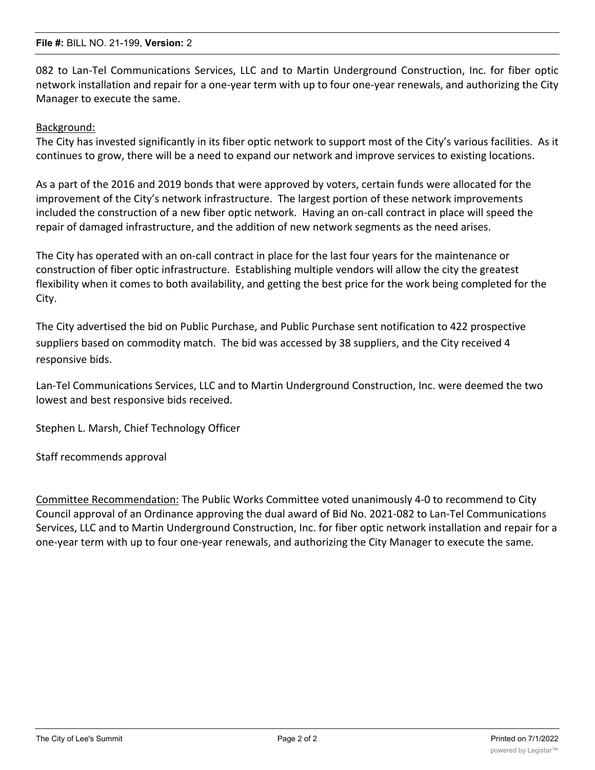082 to Lan-Tel Communications Services, LLC and to Martin Underground Construction, Inc. for fiber optic network installation and repair for a one-year term with up to four one-year renewals, and authorizing the City Manager to execute the same.

Background:

The City has invested significantly in its fiber optic network to support most of the City's various facilities. As it continues to grow, there will be a need to expand our network and improve services to existing locations.

As a part of the 2016 and 2019 bonds that were approved by voters, certain funds were allocated for the improvement of the City's network infrastructure. The largest portion of these network improvements included the construction of a new fiber optic network. Having an on-call contract in place will speed the repair of damaged infrastructure, and the addition of new network segments as the need arises.

The City has operated with an on-call contract in place for the last four years for the maintenance or construction of fiber optic infrastructure. Establishing multiple vendors will allow the city the greatest flexibility when it comes to both availability, and getting the best price for the work being completed for the City.

The City advertised the bid on Public Purchase, and Public Purchase sent notification to 422 prospective suppliers based on commodity match. The bid was accessed by 38 suppliers, and the City received 4 responsive bids.

Lan-Tel Communications Services, LLC and to Martin Underground Construction, Inc. were deemed the two lowest and best responsive bids received.

Stephen L. Marsh, Chief Technology Officer

Staff recommends approval

Committee Recommendation: The Public Works Committee voted unanimously 4-0 to recommend to City Council approval of an Ordinance approving the dual award of Bid No. 2021-082 to Lan-Tel Communications Services, LLC and to Martin Underground Construction, Inc. for fiber optic network installation and repair for a one-year term with up to four one-year renewals, and authorizing the City Manager to execute the same.